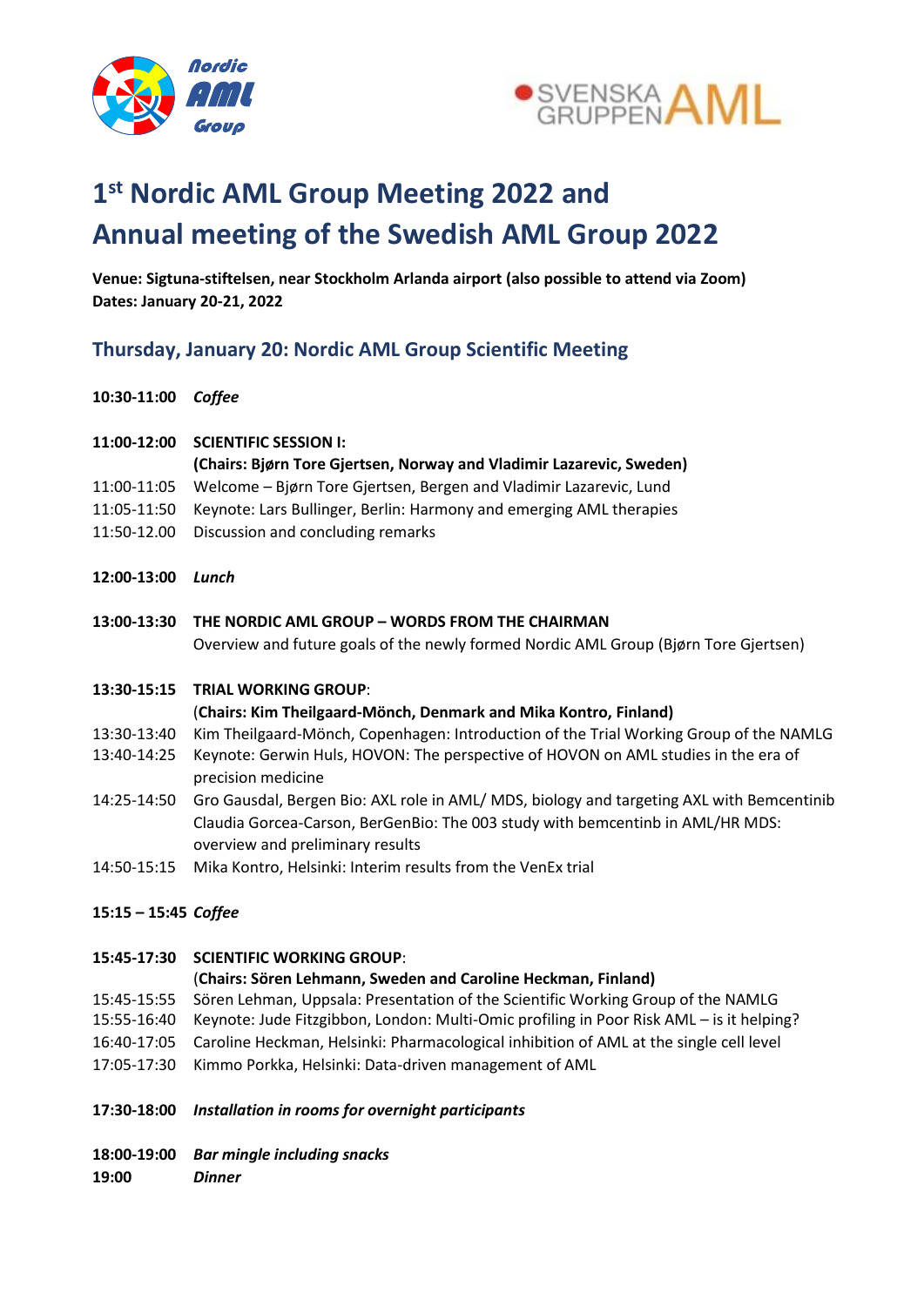# 1st Nordic AML Group Meeting 2022 and Annual meeting of the Swedish AML Group 2022

**Venue: Sigtuna-stiftelsen, near Stockholm Arlanda airport (also possible to attend via Zoom)**
**Dates: January 20-21, 2022**

## Thursday, January 20: Nordic AML Group Scientific Meeting

**10:30-11:00** ***Coffee***

**11:00-12:00 SCIENTIFIC SESSION I:**
**(Chairs: Bjørn Tore Gjertsen, Norway and Vladimir Lazarevic, Sweden)**

11:00-11:05 Welcome – Bjørn Tore Gjertsen, Bergen and Vladimir Lazarevic, Lund
11:05-11:50 Keynote: Lars Bullinger, Berlin: Harmony and emerging AML therapies
11:50-12.00 Discussion and concluding remarks

**12:00-13:00** ***Lunch***

**13:00-13:30 THE NORDIC AML GROUP – WORDS FROM THE CHAIRMAN**
Overview and future goals of the newly formed Nordic AML Group (Bjørn Tore Gjertsen)

**13:30-15:15 TRIAL WORKING GROUP**:
(**Chairs: Kim Theilgaard-Mönch, Denmark and Mika Kontro, Finland)**

13:30-13:40 Kim Theilgaard-Mönch, Copenhagen: Introduction of the Trial Working Group of the NAMLG
13:40-14:25 Keynote: Gerwin Huls, HOVON: The perspective of HOVON on AML studies in the era of precision medicine
14:25-14:50 Gro Gausdal, Bergen Bio: AXL role in AML/ MDS, biology and targeting AXL with Bemcentinib
Claudia Gorcea-Carson, BerGenBio: The 003 study with bemcentinb in AML/HR MDS: overview and preliminary results
14:50-15:15 Mika Kontro, Helsinki: Interim results from the VenEx trial

**15:15 – 15:45** ***Coffee***

**15:45-17:30 SCIENTIFIC WORKING GROUP**:
(**Chairs: Sören Lehmann, Sweden and Caroline Heckman, Finland)**

15:45-15:55 Sören Lehman, Uppsala: Presentation of the Scientific Working Group of the NAMLG
15:55-16:40 Keynote: Jude Fitzgibbon, London: Multi-Omic profiling in Poor Risk AML – is it helping?
16:40-17:05 Caroline Heckman, Helsinki: Pharmacological inhibition of AML at the single cell level
17:05-17:30 Kimmo Porkka, Helsinki: Data-driven management of AML

**17:30-18:00** ***Installation in rooms for overnight participants***

**18:00-19:00** ***Bar mingle including snacks***
**19:00** ***Dinner***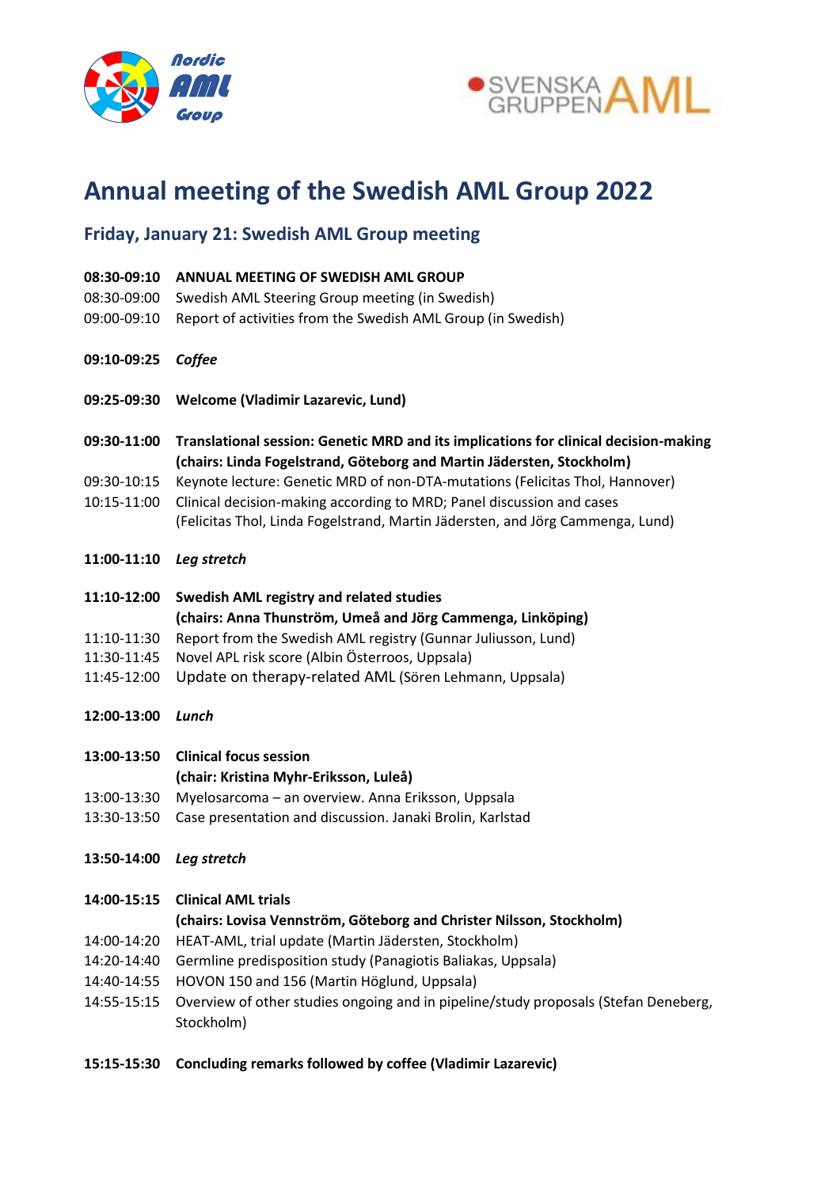# Annual meeting of the Swedish AML Group 2022

## Friday, January 21: Swedish AML Group meeting

**08:30-09:10 ANNUAL MEETING OF SWEDISH AML GROUP**
08:30-09:00 Swedish AML Steering Group meeting (in Swedish)
09:00-09:10 Report of activities from the Swedish AML Group (in Swedish)

**09:10-09:25 *Coffee***

**09:25-09:30 Welcome (Vladimir Lazarevic, Lund)**

**09:30-11:00 Translational session: Genetic MRD and its implications for clinical decision-making (chairs: Linda Fogelstrand, Göteborg and Martin Jädersten, Stockholm)**
09:30-10:15 Keynote lecture: Genetic MRD of non-DTA-mutations (Felicitas Thol, Hannover)
10:15-11:00 Clinical decision-making according to MRD; Panel discussion and cases (Felicitas Thol, Linda Fogelstrand, Martin Jädersten, and Jörg Cammenga, Lund)

**11:00-11:10 *Leg stretch***

**11:10-12:00 Swedish AML registry and related studies (chairs: Anna Thunström, Umeå and Jörg Cammenga, Linköping)**
11:10-11:30 Report from the Swedish AML registry (Gunnar Juliusson, Lund)
11:30-11:45 Novel APL risk score (Albin Österroos, Uppsala)
11:45-12:00 Update on therapy-related AML (Sören Lehmann, Uppsala)

**12:00-13:00 *Lunch***

**13:00-13:50 Clinical focus session (chair: Kristina Myhr-Eriksson, Luleå)**
13:00-13:30 Myelosarcoma – an overview. Anna Eriksson, Uppsala
13:30-13:50 Case presentation and discussion. Janaki Brolin, Karlstad

**13:50-14:00 *Leg stretch***

**14:00-15:15 Clinical AML trials (chairs: Lovisa Vennström, Göteborg and Christer Nilsson, Stockholm)**
14:00-14:20 HEAT-AML, trial update (Martin Jädersten, Stockholm)
14:20-14:40 Germline predisposition study (Panagiotis Baliakas, Uppsala)
14:40-14:55 HOVON 150 and 156 (Martin Höglund, Uppsala)
14:55-15:15 Overview of other studies ongoing and in pipeline/study proposals (Stefan Deneberg, Stockholm)

**15:15-15:30 Concluding remarks followed by coffee (Vladimir Lazarevic)**